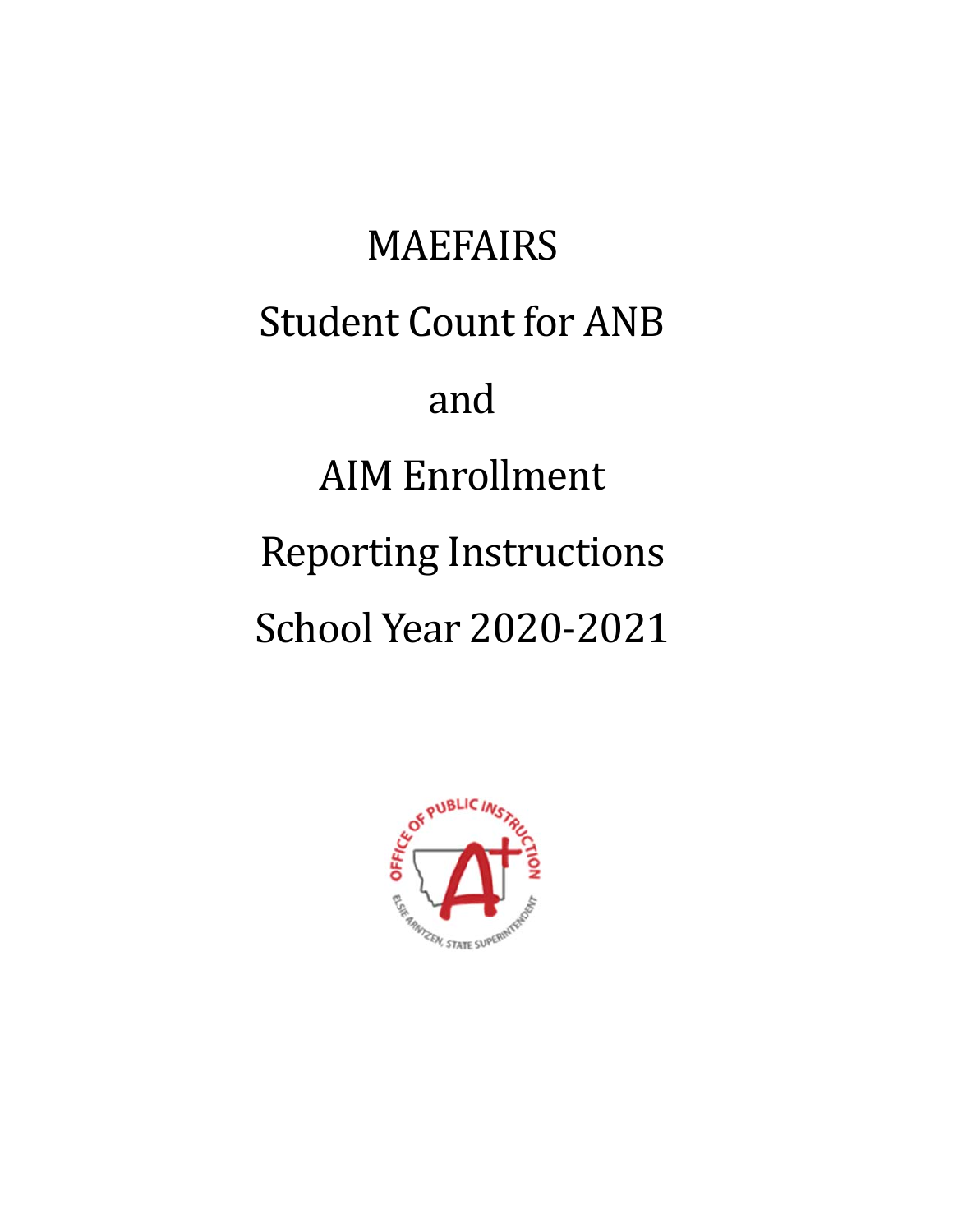# MAEFAIRS

# Student Count for ANB

# and

# AIM Enrollment

# Reporting Instructions

# School Year 2020-2021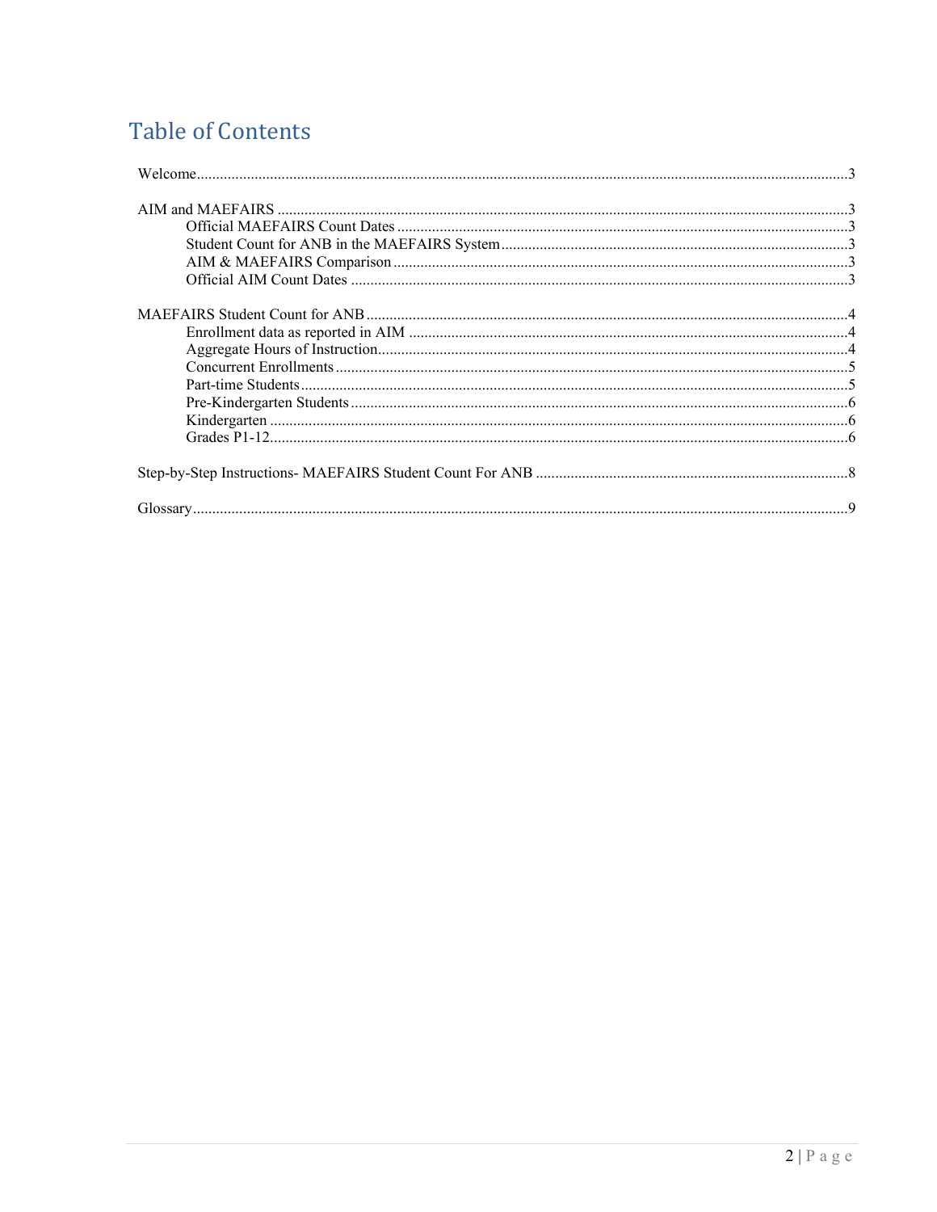# Table of Contents

Welcome ........................................................................................................ 3

AIM and MAEFAIRS ........................................................................................ 3
- Official MAEFAIRS Count Dates ............................................................ 3
- Student Count for ANB in the MAEFAIRS System ................................ 3
- AIM & MAEFAIRS Comparison ............................................................. 3
- Official AIM Count Dates ........................................................................ 3

MAEFAIRS Student Count for ANB ................................................................. 4
- Enrollment data as reported in AIM ........................................................ 4
- Aggregate Hours of Instruction ................................................................ 4
- Concurrent Enrollments ........................................................................... 5
- Part-time Students .................................................................................... 5
- Pre-Kindergarten Students ....................................................................... 6
- Kindergarten ............................................................................................ 6
- Grades P1-12 ........................................................................................... 6

Step-by-Step Instructions- MAEFAIRS Student Count For ANB ....................... 8

Glossary ........................................................................................................... 9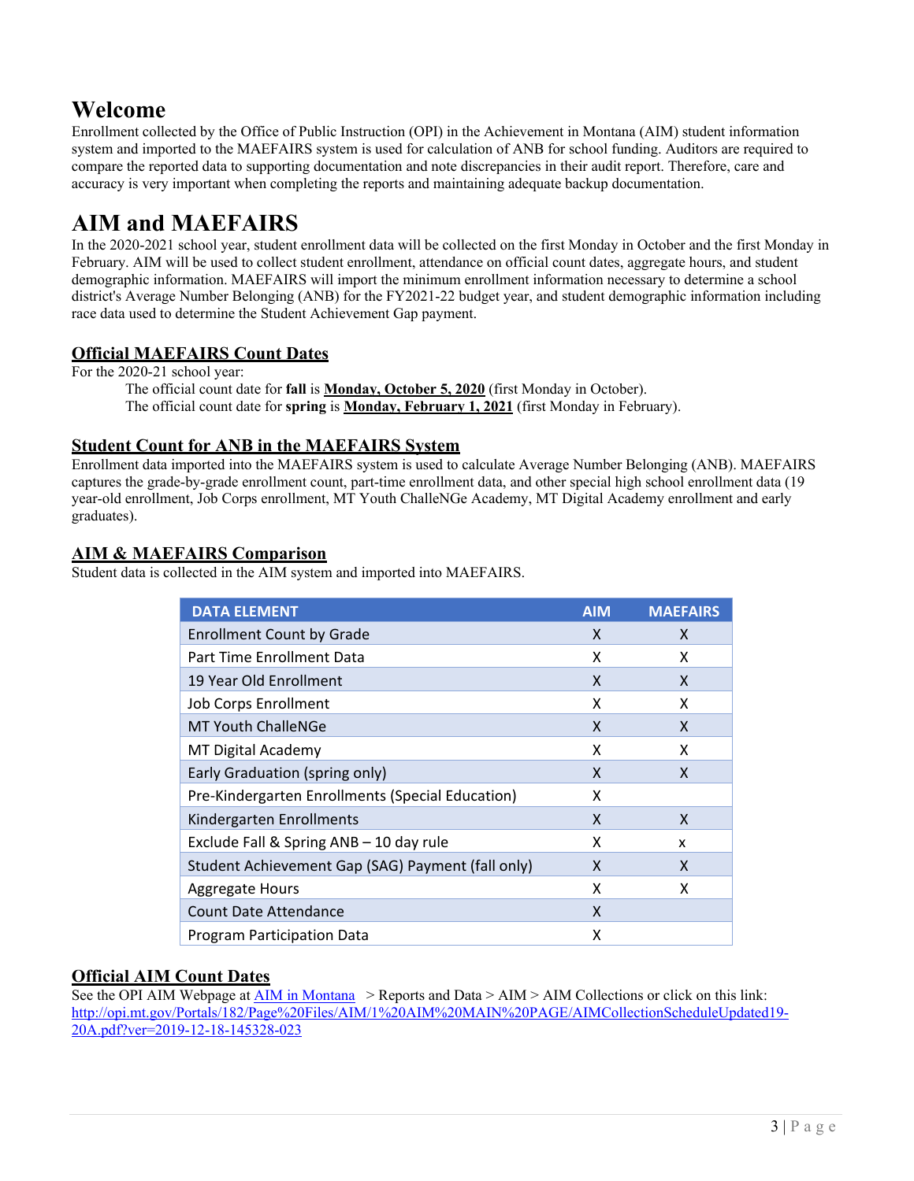# Welcome

Enrollment collected by the Office of Public Instruction (OPI) in the Achievement in Montana (AIM) student information system and imported to the MAEFAIRS system is used for calculation of ANB for school funding. Auditors are required to compare the reported data to supporting documentation and note discrepancies in their audit report. Therefore, care and accuracy is very important when completing the reports and maintaining adequate backup documentation.

# AIM and MAEFAIRS

In the 2020-2021 school year, student enrollment data will be collected on the first Monday in October and the first Monday in February. AIM will be used to collect student enrollment, attendance on official count dates, aggregate hours, and student demographic information. MAEFAIRS will import the minimum enrollment information necessary to determine a school district's Average Number Belonging (ANB) for the FY2021-22 budget year, and student demographic information including race data used to determine the Student Achievement Gap payment.

## Official MAEFAIRS Count Dates

For the 2020-21 school year:

The official count date for **fall** is **Monday, October 5, 2020** (first Monday in October).
The official count date for **spring** is **Monday, February 1, 2021** (first Monday in February).

## Student Count for ANB in the MAEFAIRS System

Enrollment data imported into the MAEFAIRS system is used to calculate Average Number Belonging (ANB). MAEFAIRS captures the grade-by-grade enrollment count, part-time enrollment data, and other special high school enrollment data (19 year-old enrollment, Job Corps enrollment, MT Youth ChalleNGe Academy, MT Digital Academy enrollment and early graduates).

## AIM & MAEFAIRS Comparison

Student data is collected in the AIM system and imported into MAEFAIRS.

| DATA ELEMENT | AIM | MAEFAIRS |
|---|---|---|
| Enrollment Count by Grade | X | X |
| Part Time Enrollment Data | X | X |
| 19 Year Old Enrollment | X | X |
| Job Corps Enrollment | X | X |
| MT Youth ChalleNGe | X | X |
| MT Digital Academy | X | X |
| Early Graduation (spring only) | X | X |
| Pre-Kindergarten Enrollments (Special Education) | X | |
| Kindergarten Enrollments | X | X |
| Exclude Fall & Spring ANB – 10 day rule | X | x |
| Student Achievement Gap (SAG) Payment (fall only) | X | X |
| Aggregate Hours | X | X |
| Count Date Attendance | X | |
| Program Participation Data | X | |

## Official AIM Count Dates

See the OPI AIM Webpage at AIM in Montana > Reports and Data > AIM > AIM Collections or click on this link: http://opi.mt.gov/Portals/182/Page%20Files/AIM/1%20AIM%20MAIN%20PAGE/AIMCollectionScheduleUpdated19-20A.pdf?ver=2019-12-18-145328-023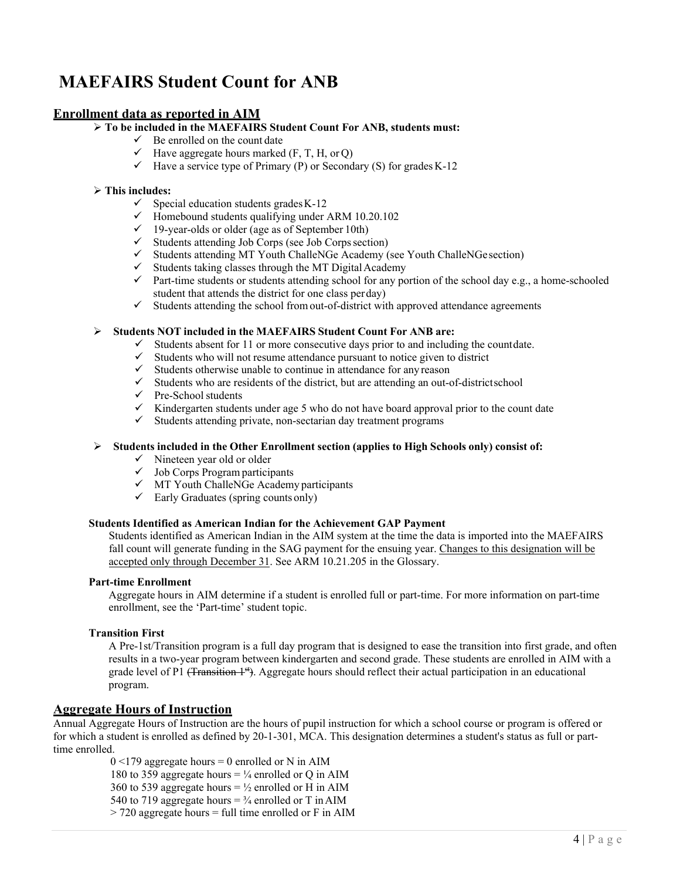# MAEFAIRS Student Count for ANB

## Enrollment data as reported in AIM

- **To be included in the MAEFAIRS Student Count For ANB, students must:**
  - ✓ Be enrolled on the count date
  - ✓ Have aggregate hours marked (F, T, H, or Q)
  - ✓ Have a service type of Primary (P) or Secondary (S) for grades K-12

- **This includes:**
  - ✓ Special education students grades K-12
  - ✓ Homebound students qualifying under ARM 10.20.102
  - ✓ 19-year-olds or older (age as of September 10th)
  - ✓ Students attending Job Corps (see Job Corps section)
  - ✓ Students attending MT Youth ChalleNGe Academy (see Youth ChalleNGe section)
  - ✓ Students taking classes through the MT Digital Academy
  - ✓ Part-time students or students attending school for any portion of the school day e.g., a home-schooled student that attends the district for one class per day)
  - ✓ Students attending the school from out-of-district with approved attendance agreements

- **Students NOT included in the MAEFAIRS Student Count For ANB are:**
  - ✓ Students absent for 11 or more consecutive days prior to and including the count date.
  - ✓ Students who will not resume attendance pursuant to notice given to district
  - ✓ Students otherwise unable to continue in attendance for any reason
  - ✓ Students who are residents of the district, but are attending an out-of-district school
  - ✓ Pre-School students
  - ✓ Kindergarten students under age 5 who do not have board approval prior to the count date
  - ✓ Students attending private, non-sectarian day treatment programs

- **Students included in the Other Enrollment section (applies to High Schools only) consist of:**
  - ✓ Nineteen year old or older
  - ✓ Job Corps Program participants
  - ✓ MT Youth ChalleNGe Academy participants
  - ✓ Early Graduates (spring counts only)

**Students Identified as American Indian for the Achievement GAP Payment**

Students identified as American Indian in the AIM system at the time the data is imported into the MAEFAIRS fall count will generate funding in the SAG payment for the ensuing year. <u>Changes to this designation will be accepted only through December 31</u>. See ARM 10.21.205 in the Glossary.

**Part-time Enrollment**

Aggregate hours in AIM determine if a student is enrolled full or part-time. For more information on part-time enrollment, see the 'Part-time' student topic.

**Transition First**

A Pre-1st/Transition program is a full day program that is designed to ease the transition into first grade, and often results in a two-year program between kindergarten and second grade. These students are enrolled in AIM with a grade level of P1 ~~(Transition 1st)~~. Aggregate hours should reflect their actual participation in an educational program.

## Aggregate Hours of Instruction

Annual Aggregate Hours of Instruction are the hours of pupil instruction for which a school course or program is offered or for which a student is enrolled as defined by 20-1-301, MCA. This designation determines a student's status as full or part-time enrolled.

0 <179 aggregate hours = 0 enrolled or N in AIM
180 to 359 aggregate hours = ¼ enrolled or Q in AIM
360 to 539 aggregate hours = ½ enrolled or H in AIM
540 to 719 aggregate hours = ¾ enrolled or T in AIM
\> 720 aggregate hours = full time enrolled or F in AIM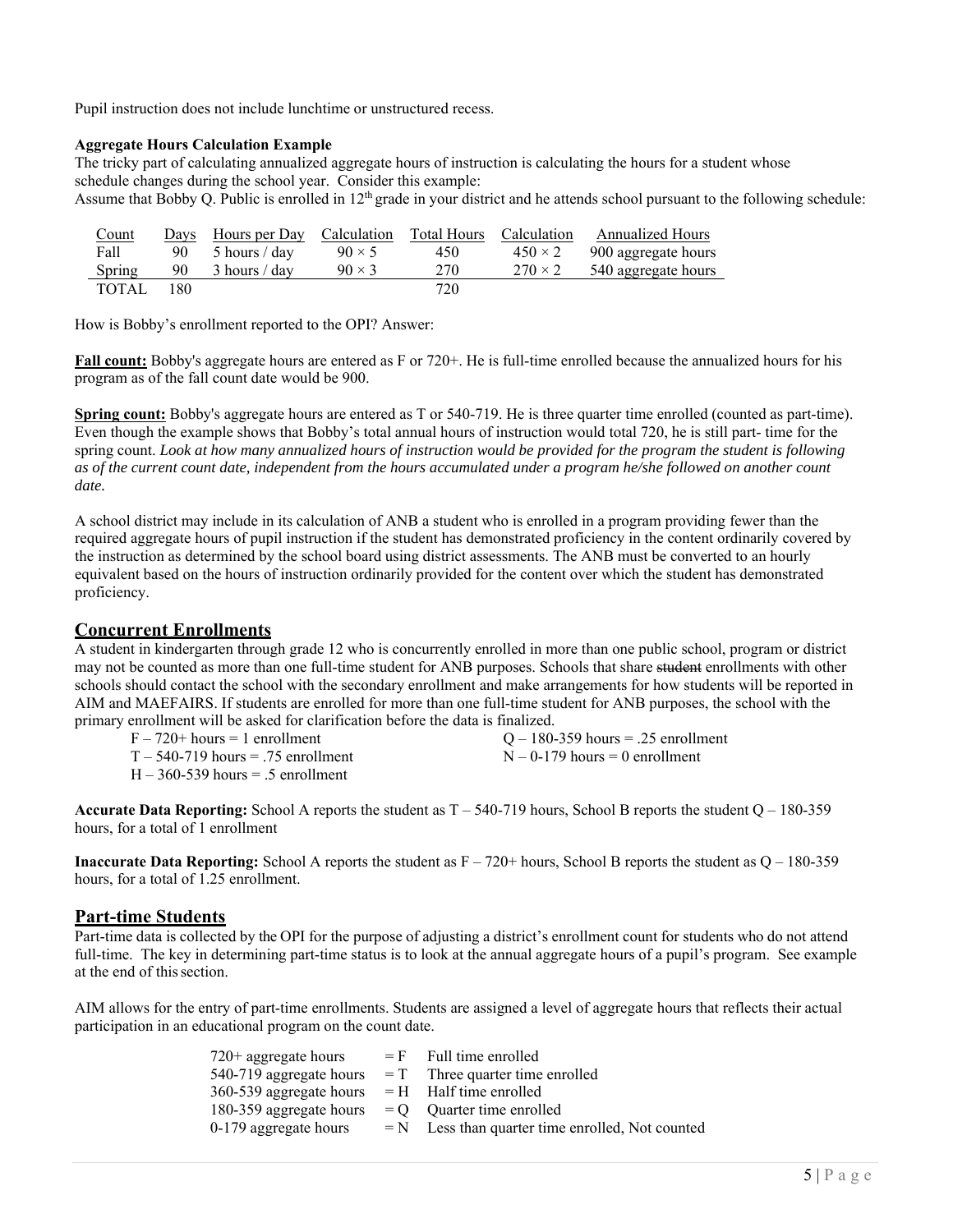Pupil instruction does not include lunchtime or unstructured recess.

**Aggregate Hours Calculation Example**

The tricky part of calculating annualized aggregate hours of instruction is calculating the hours for a student whose schedule changes during the school year. Consider this example:

Assume that Bobby Q. Public is enrolled in 12th grade in your district and he attends school pursuant to the following schedule:

| Count | Days | Hours per Day | Calculation | Total Hours | Calculation | Annualized Hours |
|---|---|---|---|---|---|---|
| Fall | 90 | 5 hours / day | $90 \times 5$ | 450 | $450 \times 2$ | 900 aggregate hours |
| Spring | 90 | 3 hours / day | $90 \times 3$ | 270 | $270 \times 2$ | 540 aggregate hours |
| TOTAL | 180 | | | 720 | | |

How is Bobby's enrollment reported to the OPI? Answer:

**Fall count:** Bobby's aggregate hours are entered as F or 720+. He is full-time enrolled because the annualized hours for his program as of the fall count date would be 900.

**Spring count:** Bobby's aggregate hours are entered as T or 540-719. He is three quarter time enrolled (counted as part-time). Even though the example shows that Bobby's total annual hours of instruction would total 720, he is still part- time for the spring count. *Look at how many annualized hours of instruction would be provided for the program the student is following as of the current count date, independent from the hours accumulated under a program he/she followed on another count date.*

A school district may include in its calculation of ANB a student who is enrolled in a program providing fewer than the required aggregate hours of pupil instruction if the student has demonstrated proficiency in the content ordinarily covered by the instruction as determined by the school board using district assessments. The ANB must be converted to an hourly equivalent based on the hours of instruction ordinarily provided for the content over which the student has demonstrated proficiency.

## Concurrent Enrollments

A student in kindergarten through grade 12 who is concurrently enrolled in more than one public school, program or district may not be counted as more than one full-time student for ANB purposes. Schools that share ~~student~~ enrollments with other schools should contact the school with the secondary enrollment and make arrangements for how students will be reported in AIM and MAEFAIRS. If students are enrolled for more than one full-time student for ANB purposes, the school with the primary enrollment will be asked for clarification before the data is finalized.

- F – 720+ hours = 1 enrollment
- T – 540-719 hours = .75 enrollment
- H – 360-539 hours = .5 enrollment
- Q – 180-359 hours = .25 enrollment
- N – 0-179 hours = 0 enrollment

**Accurate Data Reporting:** School A reports the student as T – 540-719 hours, School B reports the student Q – 180-359 hours, for a total of 1 enrollment

**Inaccurate Data Reporting:** School A reports the student as F – 720+ hours, School B reports the student as Q – 180-359 hours, for a total of 1.25 enrollment.

## Part-time Students

Part-time data is collected by the OPI for the purpose of adjusting a district's enrollment count for students who do not attend full-time. The key in determining part-time status is to look at the annual aggregate hours of a pupil's program. See example at the end of this section.

AIM allows for the entry of part-time enrollments. Students are assigned a level of aggregate hours that reflects their actual participation in an educational program on the count date.

| | | |
|---|---|---|
| 720+ aggregate hours | = F | Full time enrolled |
| 540-719 aggregate hours | = T | Three quarter time enrolled |
| 360-539 aggregate hours | = H | Half time enrolled |
| 180-359 aggregate hours | = Q | Quarter time enrolled |
| 0-179 aggregate hours | = N | Less than quarter time enrolled, Not counted |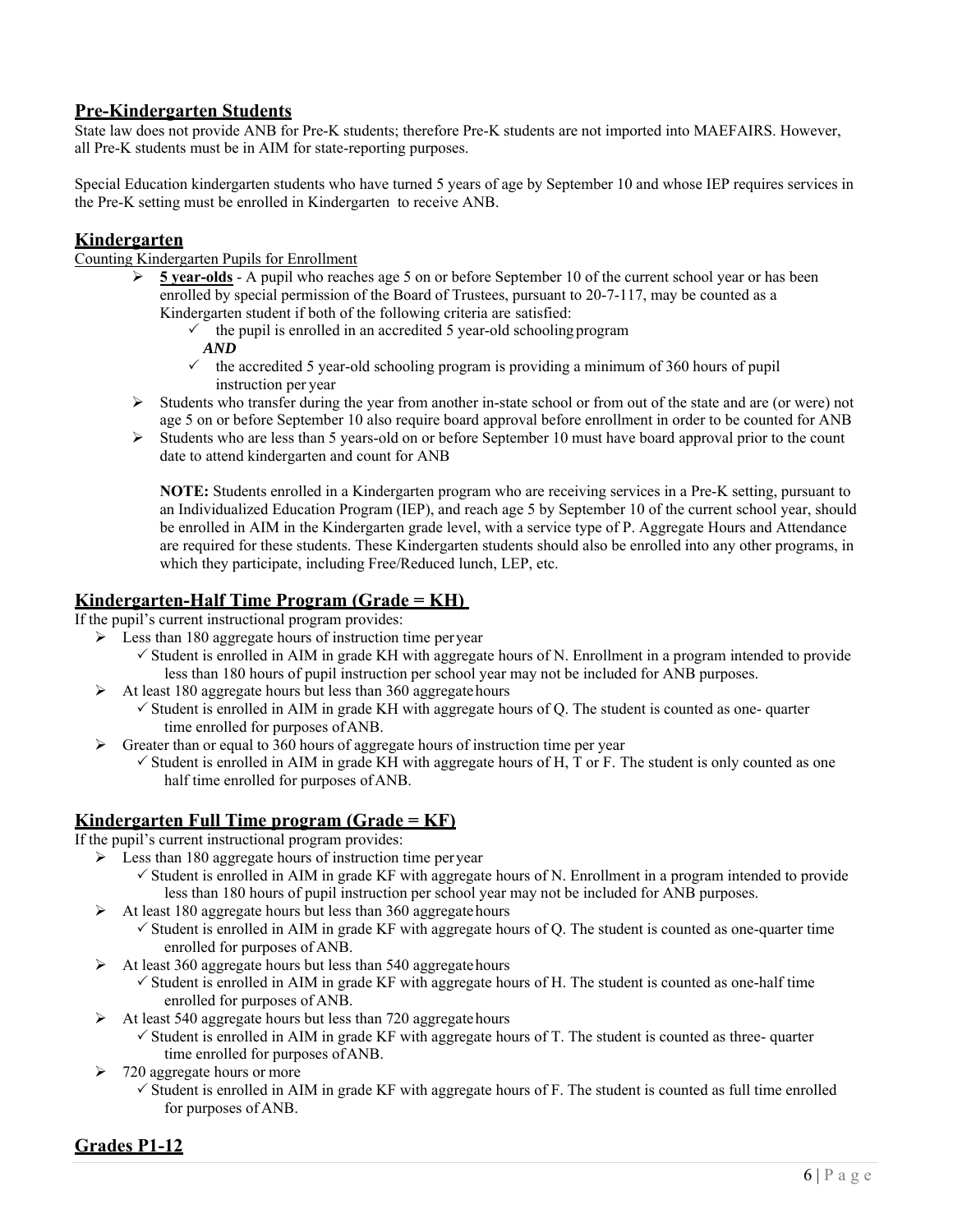## Pre-Kindergarten Students

State law does not provide ANB for Pre-K students; therefore Pre-K students are not imported into MAEFAIRS. However, all Pre-K students must be in AIM for state-reporting purposes.

Special Education kindergarten students who have turned 5 years of age by September 10 and whose IEP requires services in the Pre-K setting must be enrolled in Kindergarten to receive ANB.

## Kindergarten

Counting Kindergarten Pupils for Enrollment

- **5 year-olds** - A pupil who reaches age 5 on or before September 10 of the current school year or has been enrolled by special permission of the Board of Trustees, pursuant to 20-7-117, may be counted as a Kindergarten student if both of the following criteria are satisfied:
  - ✓ the pupil is enrolled in an accredited 5 year-old schooling program

    ***AND***
  - ✓ the accredited 5 year-old schooling program is providing a minimum of 360 hours of pupil instruction per year
- Students who transfer during the year from another in-state school or from out of the state and are (or were) not age 5 on or before September 10 also require board approval before enrollment in order to be counted for ANB
- Students who are less than 5 years-old on or before September 10 must have board approval prior to the count date to attend kindergarten and count for ANB

  **NOTE:** Students enrolled in a Kindergarten program who are receiving services in a Pre-K setting, pursuant to an Individualized Education Program (IEP), and reach age 5 by September 10 of the current school year, should be enrolled in AIM in the Kindergarten grade level, with a service type of P. Aggregate Hours and Attendance are required for these students. These Kindergarten students should also be enrolled into any other programs, in which they participate, including Free/Reduced lunch, LEP, etc.

## Kindergarten-Half Time Program (Grade = KH)

If the pupil's current instructional program provides:

- Less than 180 aggregate hours of instruction time per year
  - ✓ Student is enrolled in AIM in grade KH with aggregate hours of N. Enrollment in a program intended to provide less than 180 hours of pupil instruction per school year may not be included for ANB purposes.
- At least 180 aggregate hours but less than 360 aggregate hours
  - ✓ Student is enrolled in AIM in grade KH with aggregate hours of Q. The student is counted as one- quarter time enrolled for purposes of ANB.
- Greater than or equal to 360 hours of aggregate hours of instruction time per year
  - ✓ Student is enrolled in AIM in grade KH with aggregate hours of H, T or F. The student is only counted as one half time enrolled for purposes of ANB.

## Kindergarten Full Time program (Grade = KF)

If the pupil's current instructional program provides:

- Less than 180 aggregate hours of instruction time per year
  - ✓ Student is enrolled in AIM in grade KF with aggregate hours of N. Enrollment in a program intended to provide less than 180 hours of pupil instruction per school year may not be included for ANB purposes.
- At least 180 aggregate hours but less than 360 aggregate hours
  - ✓ Student is enrolled in AIM in grade KF with aggregate hours of Q. The student is counted as one-quarter time enrolled for purposes of ANB.
- At least 360 aggregate hours but less than 540 aggregate hours
  - ✓ Student is enrolled in AIM in grade KF with aggregate hours of H. The student is counted as one-half time enrolled for purposes of ANB.
- At least 540 aggregate hours but less than 720 aggregate hours
  - ✓ Student is enrolled in AIM in grade KF with aggregate hours of T. The student is counted as three- quarter time enrolled for purposes of ANB.
- 720 aggregate hours or more
  - ✓ Student is enrolled in AIM in grade KF with aggregate hours of F. The student is counted as full time enrolled for purposes of ANB.

## Grades P1-12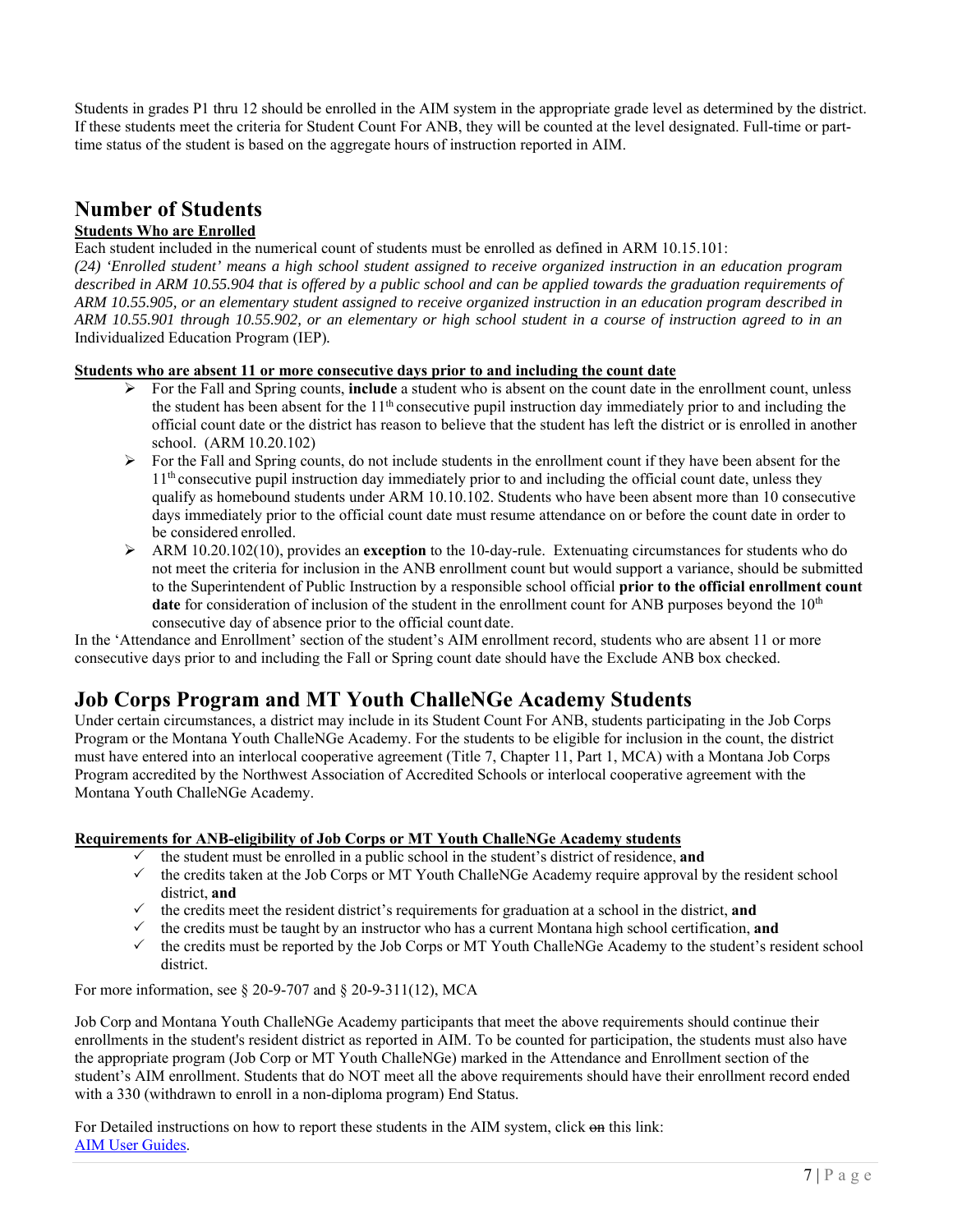Students in grades P1 thru 12 should be enrolled in the AIM system in the appropriate grade level as determined by the district. If these students meet the criteria for Student Count For ANB, they will be counted at the level designated. Full-time or part-time status of the student is based on the aggregate hours of instruction reported in AIM.

## Number of Students

**Students Who are Enrolled**

Each student included in the numerical count of students must be enrolled as defined in ARM 10.15.101:

*(24) 'Enrolled student' means a high school student assigned to receive organized instruction in an education program described in ARM 10.55.904 that is offered by a public school and can be applied towards the graduation requirements of ARM 10.55.905, or an elementary student assigned to receive organized instruction in an education program described in ARM 10.55.901 through 10.55.902, or an elementary or high school student in a course of instruction agreed to in an* Individualized Education Program (IEP).

**Students who are absent 11 or more consecutive days prior to and including the count date**

- For the Fall and Spring counts, **include** a student who is absent on the count date in the enrollment count, unless the student has been absent for the 11th consecutive pupil instruction day immediately prior to and including the official count date or the district has reason to believe that the student has left the district or is enrolled in another school. (ARM 10.20.102)
- For the Fall and Spring counts, do not include students in the enrollment count if they have been absent for the 11th consecutive pupil instruction day immediately prior to and including the official count date, unless they qualify as homebound students under ARM 10.10.102. Students who have been absent more than 10 consecutive days immediately prior to the official count date must resume attendance on or before the count date in order to be considered enrolled.
- ARM 10.20.102(10), provides an **exception** to the 10-day-rule. Extenuating circumstances for students who do not meet the criteria for inclusion in the ANB enrollment count but would support a variance, should be submitted to the Superintendent of Public Instruction by a responsible school official **prior to the official enrollment count date** for consideration of inclusion of the student in the enrollment count for ANB purposes beyond the 10th consecutive day of absence prior to the official count date.

In the 'Attendance and Enrollment' section of the student's AIM enrollment record, students who are absent 11 or more consecutive days prior to and including the Fall or Spring count date should have the Exclude ANB box checked.

## Job Corps Program and MT Youth ChalleNGe Academy Students

Under certain circumstances, a district may include in its Student Count For ANB, students participating in the Job Corps Program or the Montana Youth ChalleNGe Academy. For the students to be eligible for inclusion in the count, the district must have entered into an interlocal cooperative agreement (Title 7, Chapter 11, Part 1, MCA) with a Montana Job Corps Program accredited by the Northwest Association of Accredited Schools or interlocal cooperative agreement with the Montana Youth ChalleNGe Academy.

**Requirements for ANB-eligibility of Job Corps or MT Youth ChalleNGe Academy students**

- ✓ the student must be enrolled in a public school in the student's district of residence, **and**
- ✓ the credits taken at the Job Corps or MT Youth ChalleNGe Academy require approval by the resident school district, **and**
- ✓ the credits meet the resident district's requirements for graduation at a school in the district, **and**
- ✓ the credits must be taught by an instructor who has a current Montana high school certification, **and**
- ✓ the credits must be reported by the Job Corps or MT Youth ChalleNGe Academy to the student's resident school district.

For more information, see § 20-9-707 and § 20-9-311(12), MCA

Job Corp and Montana Youth ChalleNGe Academy participants that meet the above requirements should continue their enrollments in the student's resident district as reported in AIM. To be counted for participation, the students must also have the appropriate program (Job Corp or MT Youth ChalleNGe) marked in the Attendance and Enrollment section of the student's AIM enrollment. Students that do NOT meet all the above requirements should have their enrollment record ended with a 330 (withdrawn to enroll in a non-diploma program) End Status.

For Detailed instructions on how to report these students in the AIM system, click ~~on~~ this link: [AIM User Guides](AIM User Guides).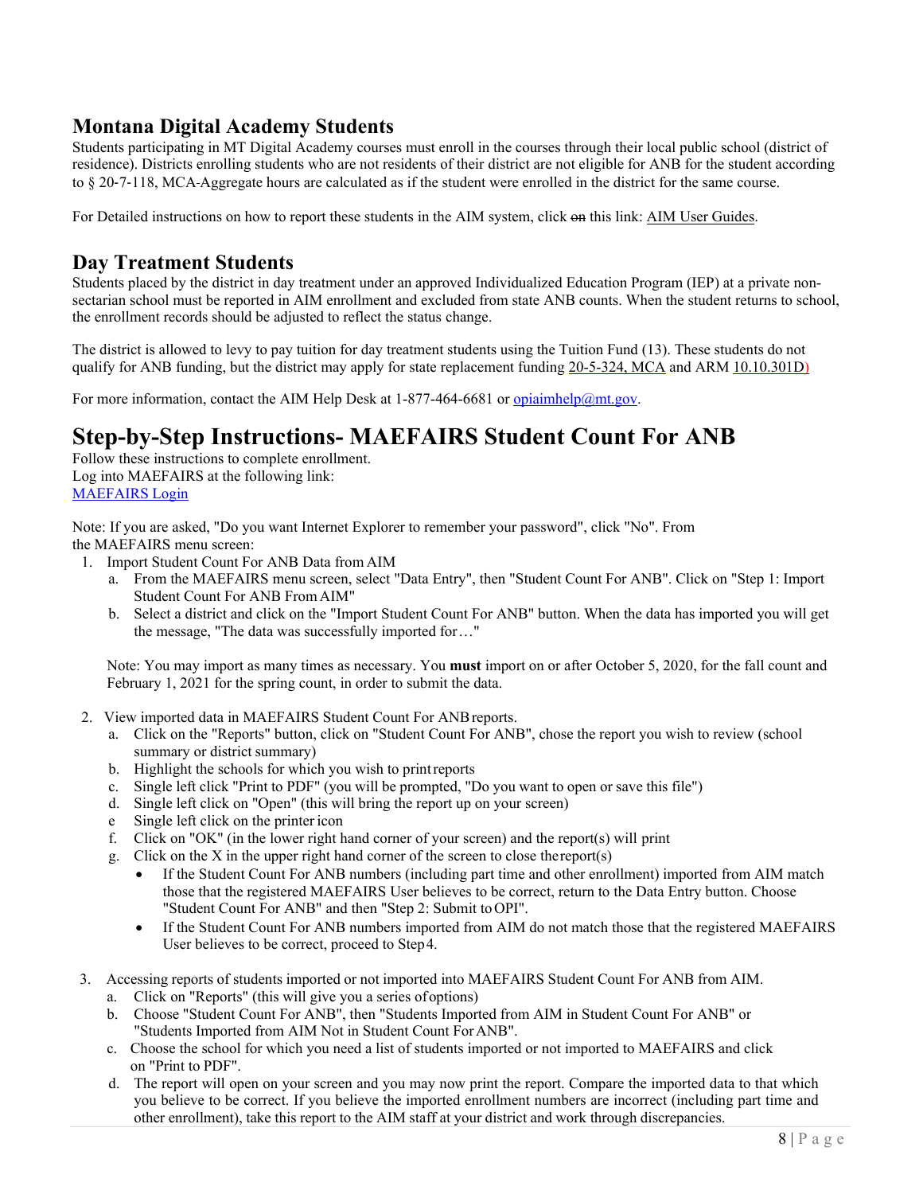## Montana Digital Academy Students

Students participating in MT Digital Academy courses must enroll in the courses through their local public school (district of residence). Districts enrolling students who are not residents of their district are not eligible for ANB for the student according to § 20-7-118, MCA-Aggregate hours are calculated as if the student were enrolled in the district for the same course.

For Detailed instructions on how to report these students in the AIM system, click ~~on~~ this link: AIM User Guides.

## Day Treatment Students

Students placed by the district in day treatment under an approved Individualized Education Program (IEP) at a private non-sectarian school must be reported in AIM enrollment and excluded from state ANB counts. When the student returns to school, the enrollment records should be adjusted to reflect the status change.

The district is allowed to levy to pay tuition for day treatment students using the Tuition Fund (13). These students do not qualify for ANB funding, but the district may apply for state replacement funding 20-5-324, MCA and ARM 10.10.301D)

For more information, contact the AIM Help Desk at 1-877-464-6681 or opiaimhelp@mt.gov.

# Step-by-Step Instructions- MAEFAIRS Student Count For ANB

Follow these instructions to complete enrollment.
Log into MAEFAIRS at the following link:
MAEFAIRS Login

Note: If you are asked, "Do you want Internet Explorer to remember your password", click "No". From the MAEFAIRS menu screen:

1. Import Student Count For ANB Data from AIM
   a. From the MAEFAIRS menu screen, select "Data Entry", then "Student Count For ANB". Click on "Step 1: Import Student Count For ANB From AIM"
   b. Select a district and click on the "Import Student Count For ANB" button. When the data has imported you will get the message, "The data was successfully imported for…"

   Note: You may import as many times as necessary. You **must** import on or after October 5, 2020, for the fall count and February 1, 2021 for the spring count, in order to submit the data.

2. View imported data in MAEFAIRS Student Count For ANB reports.
   a. Click on the "Reports" button, click on "Student Count For ANB", chose the report you wish to review (school summary or district summary)
   b. Highlight the schools for which you wish to print reports
   c. Single left click "Print to PDF" (you will be prompted, "Do you want to open or save this file")
   d. Single left click on "Open" (this will bring the report up on your screen)
   e Single left click on the printer icon
   f. Click on "OK" (in the lower right hand corner of your screen) and the report(s) will print
   g. Click on the X in the upper right hand corner of the screen to close the report(s)
      - If the Student Count For ANB numbers (including part time and other enrollment) imported from AIM match those that the registered MAEFAIRS User believes to be correct, return to the Data Entry button. Choose "Student Count For ANB" and then "Step 2: Submit to OPI".
      - If the Student Count For ANB numbers imported from AIM do not match those that the registered MAEFAIRS User believes to be correct, proceed to Step 4.

3. Accessing reports of students imported or not imported into MAEFAIRS Student Count For ANB from AIM.
   a. Click on "Reports" (this will give you a series of options)
   b. Choose "Student Count For ANB", then "Students Imported from AIM in Student Count For ANB" or "Students Imported from AIM Not in Student Count For ANB".
   c. Choose the school for which you need a list of students imported or not imported to MAEFAIRS and click on "Print to PDF".
   d. The report will open on your screen and you may now print the report. Compare the imported data to that which you believe to be correct. If you believe the imported enrollment numbers are incorrect (including part time and other enrollment), take this report to the AIM staff at your district and work through discrepancies.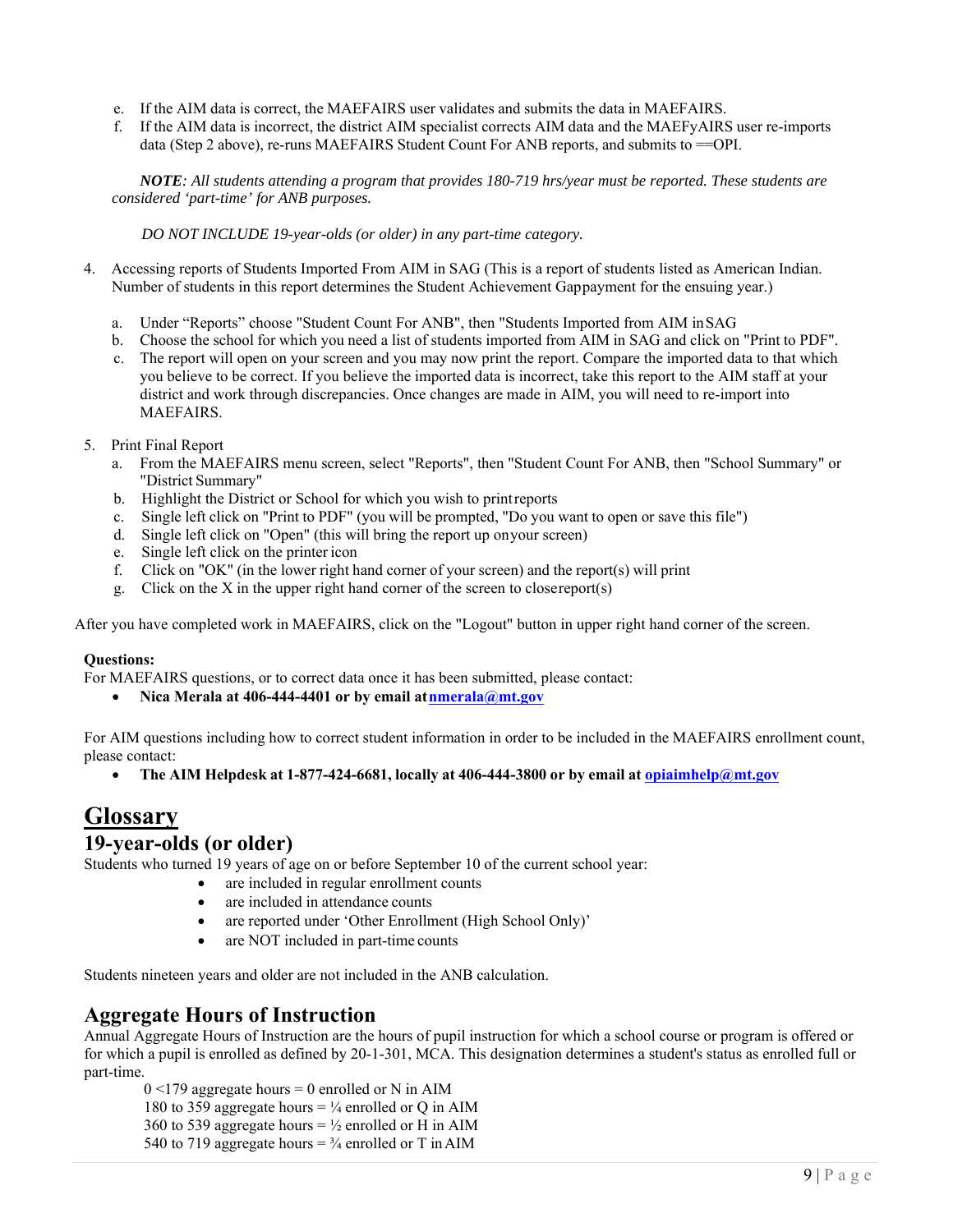e. If the AIM data is correct, the MAEFAIRS user validates and submits the data in MAEFAIRS.
f. If the AIM data is incorrect, the district AIM specialist corrects AIM data and the MAEFyAIRS user re-imports data (Step 2 above), re-runs MAEFAIRS Student Count For ANB reports, and submits to ==OPI.

***NOTE**: All students attending a program that provides 180-719 hrs/year must be reported. These students are considered 'part-time' for ANB purposes.*

*DO NOT INCLUDE 19-year-olds (or older) in any part-time category.*

4. Accessing reports of Students Imported From AIM in SAG (This is a report of students listed as American Indian. Number of students in this report determines the Student Achievement Gappayment for the ensuing year.)

   a. Under "Reports" choose "Student Count For ANB", then "Students Imported from AIM inSAG
   b. Choose the school for which you need a list of students imported from AIM in SAG and click on "Print to PDF".
   c. The report will open on your screen and you may now print the report. Compare the imported data to that which you believe to be correct. If you believe the imported data is incorrect, take this report to the AIM staff at your district and work through discrepancies. Once changes are made in AIM, you will need to re-import into MAEFAIRS.

5. Print Final Report
   a. From the MAEFAIRS menu screen, select "Reports", then "Student Count For ANB, then "School Summary" or "District Summary"
   b. Highlight the District or School for which you wish to printreports
   c. Single left click on "Print to PDF" (you will be prompted, "Do you want to open or save this file")
   d. Single left click on "Open" (this will bring the report up onyour screen)
   e. Single left click on the printer icon
   f. Click on "OK" (in the lower right hand corner of your screen) and the report(s) will print
   g. Click on the X in the upper right hand corner of the screen to closereport(s)

After you have completed work in MAEFAIRS, click on the "Logout" button in upper right hand corner of the screen.

**Questions:**
For MAEFAIRS questions, or to correct data once it has been submitted, please contact:

- **Nica Merala at 406-444-4401 or by email at nmerala@mt.gov**

For AIM questions including how to correct student information in order to be included in the MAEFAIRS enrollment count, please contact:

- **The AIM Helpdesk at 1-877-424-6681, locally at 406-444-3800 or by email at opiaimhelp@mt.gov**

# Glossary

## 19-year-olds (or older)

Students who turned 19 years of age on or before September 10 of the current school year:

- are included in regular enrollment counts
- are included in attendance counts
- are reported under 'Other Enrollment (High School Only)'
- are NOT included in part-time counts

Students nineteen years and older are not included in the ANB calculation.

## Aggregate Hours of Instruction

Annual Aggregate Hours of Instruction are the hours of pupil instruction for which a school course or program is offered or for which a pupil is enrolled as defined by 20-1-301, MCA. This designation determines a student's status as enrolled full or part-time.

0 <179 aggregate hours = 0 enrolled or N in AIM
180 to 359 aggregate hours = ¼ enrolled or Q in AIM
360 to 539 aggregate hours = ½ enrolled or H in AIM
540 to 719 aggregate hours = ¾ enrolled or T in AIM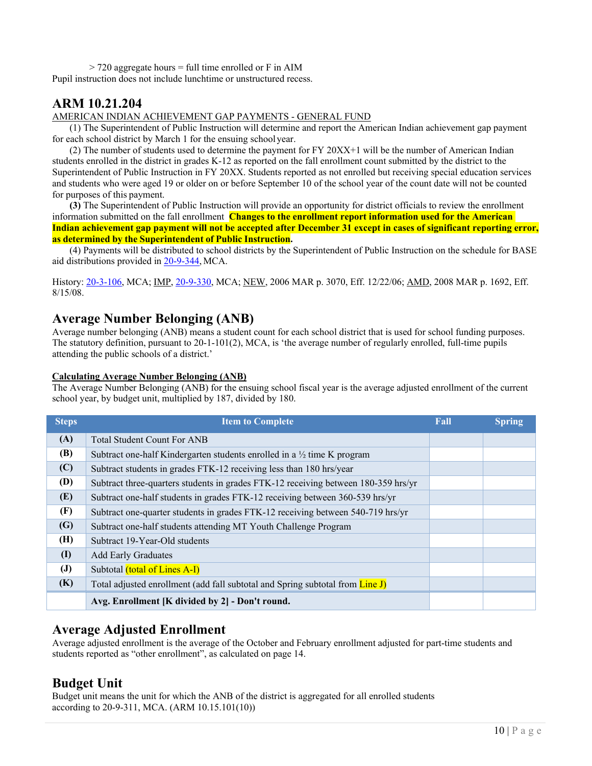> 720 aggregate hours = full time enrolled or F in AIM
Pupil instruction does not include lunchtime or unstructured recess.

## ARM 10.21.204

AMERICAN INDIAN ACHIEVEMENT GAP PAYMENTS - GENERAL FUND

(1) The Superintendent of Public Instruction will determine and report the American Indian achievement gap payment for each school district by March 1 for the ensuing school year.

(2) The number of students used to determine the payment for FY 20XX+1 will be the number of American Indian students enrolled in the district in grades K-12 as reported on the fall enrollment count submitted by the district to the Superintendent of Public Instruction in FY 20XX. Students reported as not enrolled but receiving special education services and students who were aged 19 or older on or before September 10 of the school year of the count date will not be counted for purposes of this payment.

**(3)** The Superintendent of Public Instruction will provide an opportunity for district officials to review the enrollment information submitted on the fall enrollment **Changes to the enrollment report information used for the American Indian achievement gap payment will not be accepted after December 31 except in cases of significant reporting error, as determined by the Superintendent of Public Instruction.**

(4) Payments will be distributed to school districts by the Superintendent of Public Instruction on the schedule for BASE aid distributions provided in 20-9-344, MCA.

History: 20-3-106, MCA; IMP, 20-9-330, MCA; NEW, 2006 MAR p. 3070, Eff. 12/22/06; AMD, 2008 MAR p. 1692, Eff. 8/15/08.

## Average Number Belonging (ANB)

Average number belonging (ANB) means a student count for each school district that is used for school funding purposes. The statutory definition, pursuant to 20-1-101(2), MCA, is 'the average number of regularly enrolled, full-time pupils attending the public schools of a district.'

**Calculating Average Number Belonging (ANB)**

The Average Number Belonging (ANB) for the ensuing school fiscal year is the average adjusted enrollment of the current school year, by budget unit, multiplied by 187, divided by 180.

| Steps | Item to Complete | Fall | Spring |
|---|---|---|---|
| (A) | Total Student Count For ANB | | |
| (B) | Subtract one-half Kindergarten students enrolled in a ½ time K program | | |
| (C) | Subtract students in grades FTK-12 receiving less than 180 hrs/year | | |
| (D) | Subtract three-quarters students in grades FTK-12 receiving between 180-359 hrs/yr | | |
| (E) | Subtract one-half students in grades FTK-12 receiving between 360-539 hrs/yr | | |
| (F) | Subtract one-quarter students in grades FTK-12 receiving between 540-719 hrs/yr | | |
| (G) | Subtract one-half students attending MT Youth Challenge Program | | |
| (H) | Subtract 19-Year-Old students | | |
| (I) | Add Early Graduates | | |
| (J) | Subtotal (total of Lines A-I) | | |
| (K) | Total adjusted enrollment (add fall subtotal and Spring subtotal from Line J) | | |
| | **Avg. Enrollment [K divided by 2] - Don't round.** | | |

## Average Adjusted Enrollment

Average adjusted enrollment is the average of the October and February enrollment adjusted for part-time students and students reported as "other enrollment", as calculated on page 14.

## Budget Unit

Budget unit means the unit for which the ANB of the district is aggregated for all enrolled students according to 20-9-311, MCA. (ARM 10.15.101(10))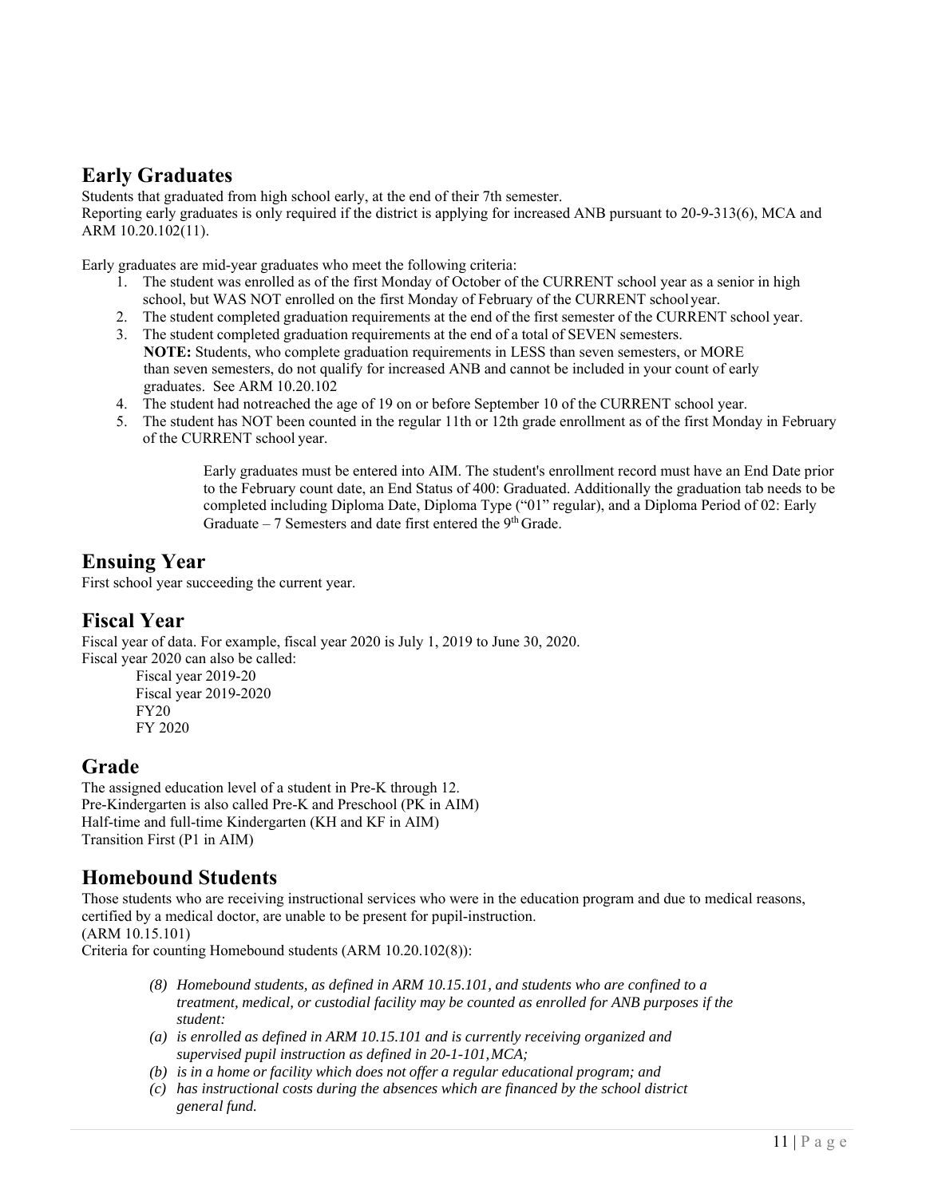## Early Graduates

Students that graduated from high school early, at the end of their 7th semester.
Reporting early graduates is only required if the district is applying for increased ANB pursuant to 20-9-313(6), MCA and ARM 10.20.102(11).

Early graduates are mid-year graduates who meet the following criteria:

1. The student was enrolled as of the first Monday of October of the CURRENT school year as a senior in high school, but WAS NOT enrolled on the first Monday of February of the CURRENT school year.
2. The student completed graduation requirements at the end of the first semester of the CURRENT school year.
3. The student completed graduation requirements at the end of a total of SEVEN semesters.
   **NOTE:** Students, who complete graduation requirements in LESS than seven semesters, or MORE than seven semesters, do not qualify for increased ANB and cannot be included in your count of early graduates. See ARM 10.20.102
4. The student had not reached the age of 19 on or before September 10 of the CURRENT school year.
5. The student has NOT been counted in the regular 11th or 12th grade enrollment as of the first Monday in February of the CURRENT school year.

> Early graduates must be entered into AIM. The student's enrollment record must have an End Date prior to the February count date, an End Status of 400: Graduated. Additionally the graduation tab needs to be completed including Diploma Date, Diploma Type ("01" regular), and a Diploma Period of 02: Early Graduate – 7 Semesters and date first entered the 9th Grade.

## Ensuing Year

First school year succeeding the current year.

## Fiscal Year

Fiscal year of data. For example, fiscal year 2020 is July 1, 2019 to June 30, 2020.
Fiscal year 2020 can also be called:

- Fiscal year 2019-20
- Fiscal year 2019-2020
- FY20
- FY 2020

## Grade

The assigned education level of a student in Pre-K through 12.
Pre-Kindergarten is also called Pre-K and Preschool (PK in AIM)
Half-time and full-time Kindergarten (KH and KF in AIM)
Transition First (P1 in AIM)

## Homebound Students

Those students who are receiving instructional services who were in the education program and due to medical reasons, certified by a medical doctor, are unable to be present for pupil-instruction.
(ARM 10.15.101)
Criteria for counting Homebound students (ARM 10.20.102(8)):

> *(8) Homebound students, as defined in ARM 10.15.101, and students who are confined to a treatment, medical, or custodial facility may be counted as enrolled for ANB purposes if the student:*
>
> *(a) is enrolled as defined in ARM 10.15.101 and is currently receiving organized and supervised pupil instruction as defined in 20-1-101, MCA;*
>
> *(b) is in a home or facility which does not offer a regular educational program; and*
>
> *(c) has instructional costs during the absences which are financed by the school district general fund.*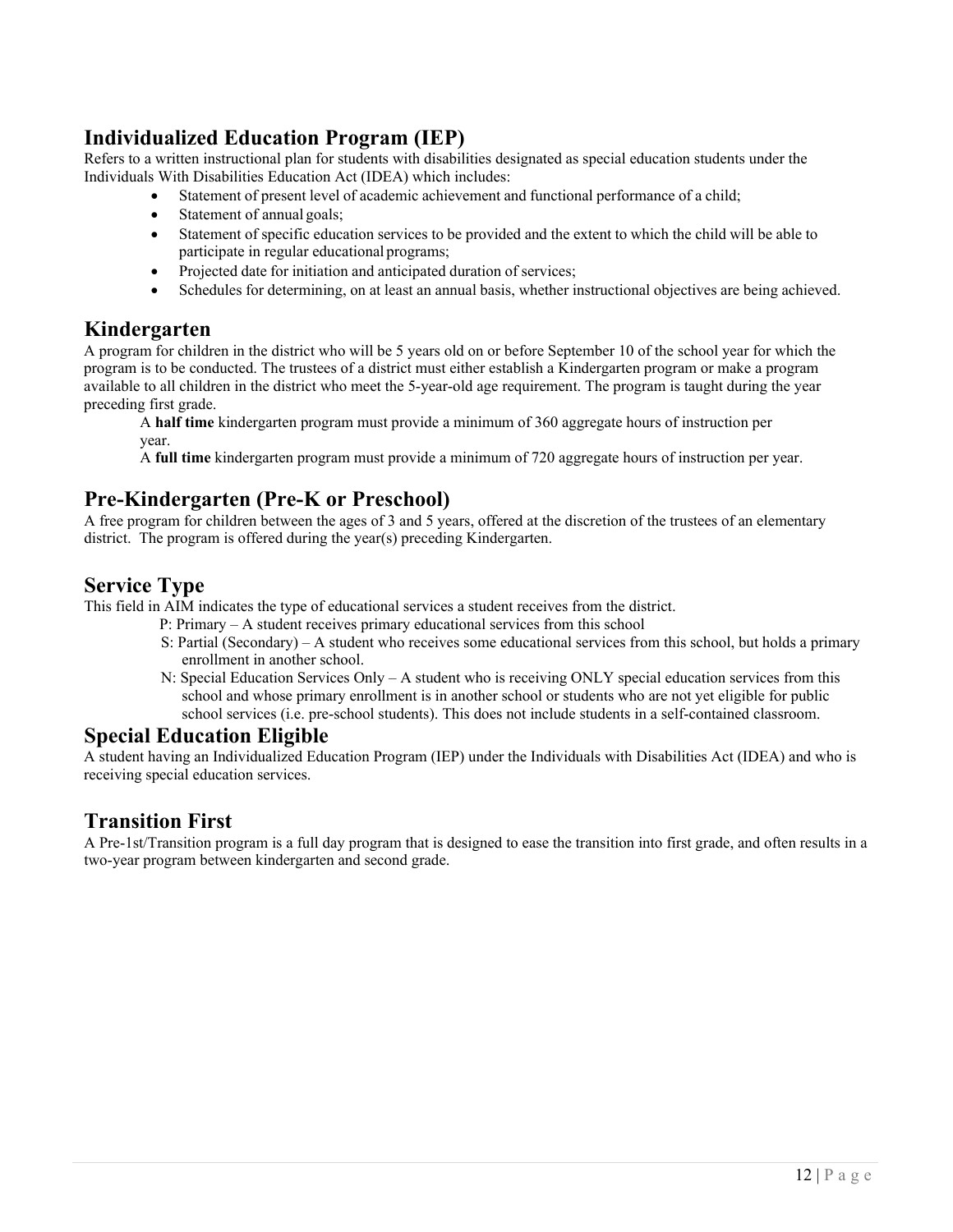## Individualized Education Program (IEP)

Refers to a written instructional plan for students with disabilities designated as special education students under the Individuals With Disabilities Education Act (IDEA) which includes:

- Statement of present level of academic achievement and functional performance of a child;
- Statement of annual goals;
- Statement of specific education services to be provided and the extent to which the child will be able to participate in regular educational programs;
- Projected date for initiation and anticipated duration of services;
- Schedules for determining, on at least an annual basis, whether instructional objectives are being achieved.

## Kindergarten

A program for children in the district who will be 5 years old on or before September 10 of the school year for which the program is to be conducted. The trustees of a district must either establish a Kindergarten program or make a program available to all children in the district who meet the 5-year-old age requirement. The program is taught during the year preceding first grade.

A **half time** kindergarten program must provide a minimum of 360 aggregate hours of instruction per year.

A **full time** kindergarten program must provide a minimum of 720 aggregate hours of instruction per year.

## Pre-Kindergarten (Pre-K or Preschool)

A free program for children between the ages of 3 and 5 years, offered at the discretion of the trustees of an elementary district. The program is offered during the year(s) preceding Kindergarten.

## Service Type

This field in AIM indicates the type of educational services a student receives from the district.

P: Primary – A student receives primary educational services from this school

S: Partial (Secondary) – A student who receives some educational services from this school, but holds a primary enrollment in another school.

N: Special Education Services Only – A student who is receiving ONLY special education services from this school and whose primary enrollment is in another school or students who are not yet eligible for public school services (i.e. pre-school students). This does not include students in a self-contained classroom.

## Special Education Eligible

A student having an Individualized Education Program (IEP) under the Individuals with Disabilities Act (IDEA) and who is receiving special education services.

## Transition First

A Pre-1st/Transition program is a full day program that is designed to ease the transition into first grade, and often results in a two-year program between kindergarten and second grade.